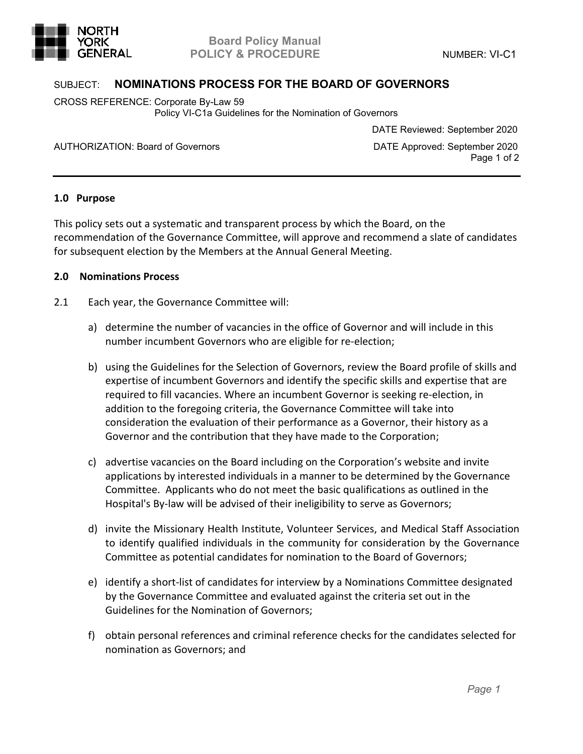Board Policy Manual
**POLICY & PROCEDURE**

NUMBER: VI-C1

SUBJECT: **NOMINATIONS PROCESS FOR THE BOARD OF GOVERNORS**

CROSS REFERENCE: Corporate By-Law 59
Policy VI-C1a Guidelines for the Nomination of Governors

DATE Reviewed: September 2020

AUTHORIZATION: Board of Governors

DATE Approved: September 2020

---

### 1.0 Purpose

This policy sets out a systematic and transparent process by which the Board, on the recommendation of the Governance Committee, will approve and recommend a slate of candidates for subsequent election by the Members at the Annual General Meeting.

### 2.0 Nominations Process

2.1 Each year, the Governance Committee will:

a) determine the number of vacancies in the office of Governor and will include in this number incumbent Governors who are eligible for re-election;

b) using the Guidelines for the Selection of Governors, review the Board profile of skills and expertise of incumbent Governors and identify the specific skills and expertise that are required to fill vacancies. Where an incumbent Governor is seeking re-election, in addition to the foregoing criteria, the Governance Committee will take into consideration the evaluation of their performance as a Governor, their history as a Governor and the contribution that they have made to the Corporation;

c) advertise vacancies on the Board including on the Corporation's website and invite applications by interested individuals in a manner to be determined by the Governance Committee. Applicants who do not meet the basic qualifications as outlined in the Hospital's By-law will be advised of their ineligibility to serve as Governors;

d) invite the Missionary Health Institute, Volunteer Services, and Medical Staff Association to identify qualified individuals in the community for consideration by the Governance Committee as potential candidates for nomination to the Board of Governors;

e) identify a short-list of candidates for interview by a Nominations Committee designated by the Governance Committee and evaluated against the criteria set out in the Guidelines for the Nomination of Governors;

f) obtain personal references and criminal reference checks for the candidates selected for nomination as Governors; and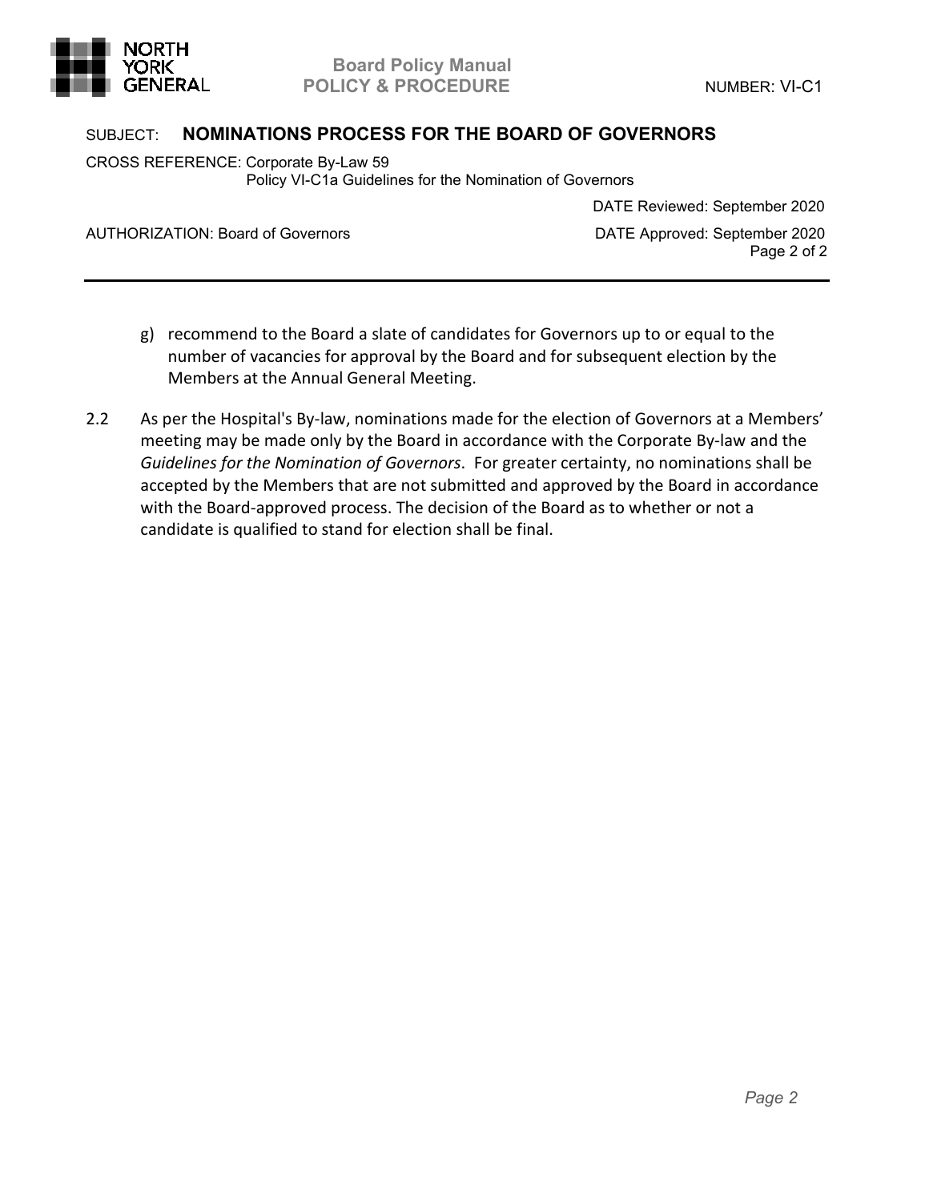g) recommend to the Board a slate of candidates for Governors up to or equal to the number of vacancies for approval by the Board and for subsequent election by the Members at the Annual General Meeting.

2.2 As per the Hospital's By-law, nominations made for the election of Governors at a Members' meeting may be made only by the Board in accordance with the Corporate By-law and the *Guidelines for the Nomination of Governors*. For greater certainty, no nominations shall be accepted by the Members that are not submitted and approved by the Board in accordance with the Board-approved process. The decision of the Board as to whether or not a candidate is qualified to stand for election shall be final.